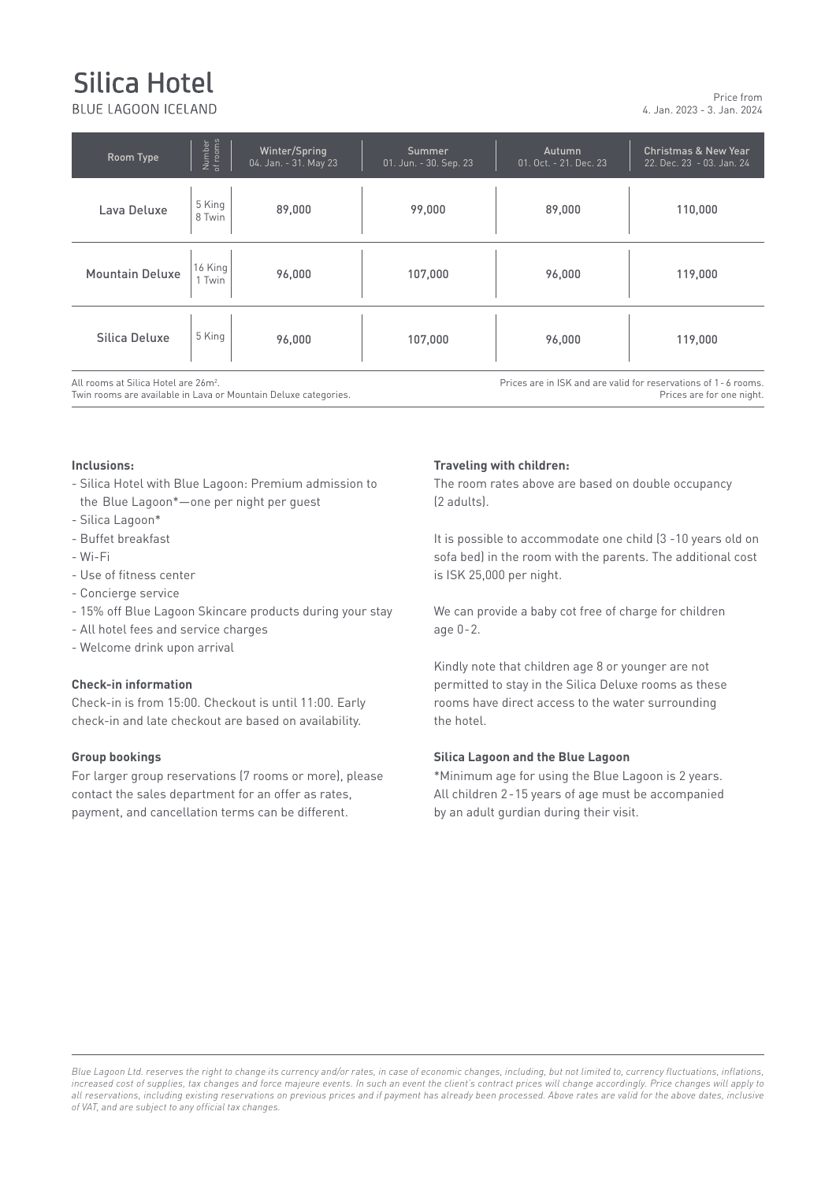# Silica Hotel

BLUE LAGOON ICELAND

Price from
4. Jan. 2023 - 3. Jan. 2024

| Room Type | Number of rooms | Winter/Spring 04. Jan. - 31. May 23 | Summer 01. Jun. - 30. Sep. 23 | Autumn 01. Oct. - 21. Dec. 23 | Christmas & New Year 22. Dec. 23 - 03. Jan. 24 |
|---|---|---|---|---|---|
| Lava Deluxe | 5 King 8 Twin | 89,000 | 99,000 | 89,000 | 110,000 |
| Mountain Deluxe | 16 King 1 Twin | 96,000 | 107,000 | 96,000 | 119,000 |
| Silica Deluxe | 5 King | 96,000 | 107,000 | 96,000 | 119,000 |

All rooms at Silica Hotel are 26m².
Twin rooms are available in Lava or Mountain Deluxe categories.

Prices are in ISK and are valid for reservations of 1 - 6 rooms.
Prices are for one night.

**Inclusions:**

- Silica Hotel with Blue Lagoon: Premium admission to the Blue Lagoon*—one per night per guest
- Silica Lagoon*
- Buffet breakfast
- Wi-Fi
- Use of fitness center
- Concierge service
- 15% off Blue Lagoon Skincare products during your stay
- All hotel fees and service charges
- Welcome drink upon arrival

**Check-in information**

Check-in is from 15:00. Checkout is until 11:00. Early check-in and late checkout are based on availability.

**Group bookings**

For larger group reservations (7 rooms or more), please contact the sales department for an offer as rates, payment, and cancellation terms can be different.

**Traveling with children:**

The room rates above are based on double occupancy (2 adults).

It is possible to accommodate one child (3 -10 years old on sofa bed) in the room with the parents. The additional cost is ISK 25,000 per night.

We can provide a baby cot free of charge for children age 0 - 2.

Kindly note that children age 8 or younger are not permitted to stay in the Silica Deluxe rooms as these rooms have direct access to the water surrounding the hotel.

**Silica Lagoon and the Blue Lagoon**

*Minimum age for using the Blue Lagoon is 2 years. All children 2 - 15 years of age must be accompanied by an adult gurdian during their visit.

*Blue Lagoon Ltd. reserves the right to change its currency and/or rates, in case of economic changes, including, but not limited to, currency fluctuations, inflations, increased cost of supplies, tax changes and force majeure events. In such an event the client's contract prices will change accordingly. Price changes will apply to all reservations, including existing reservations on previous prices and if payment has already been processed. Above rates are valid for the above dates, inclusive of VAT, and are subject to any official tax changes.*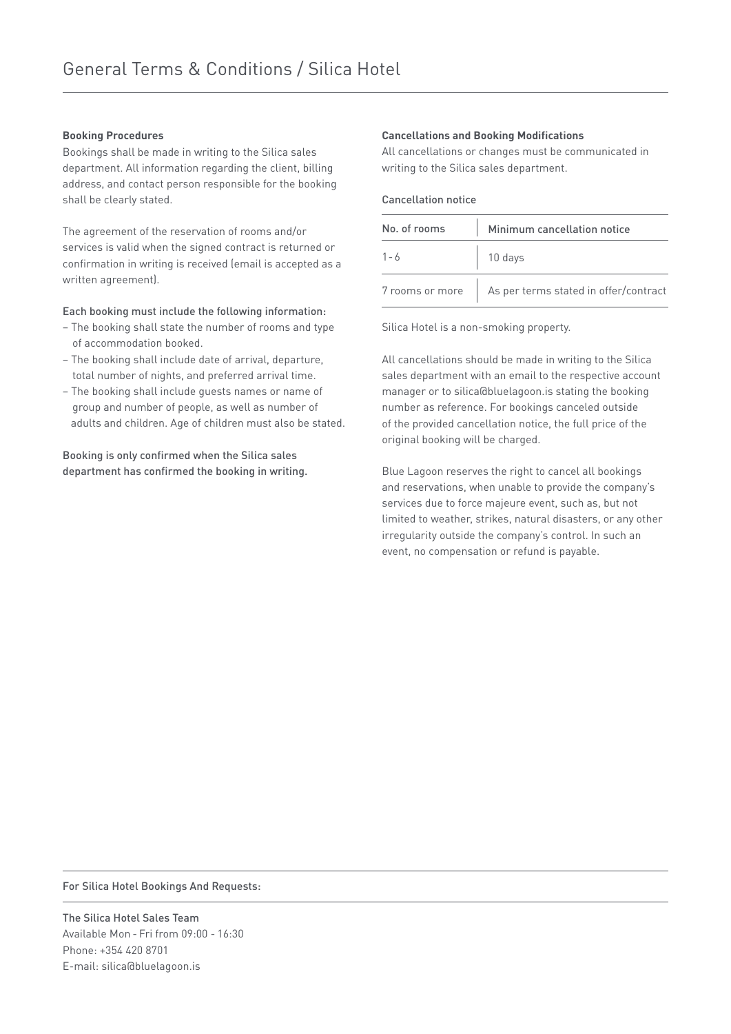# General Terms & Conditions / Silica Hotel

**Booking Procedures**

Bookings shall be made in writing to the Silica sales department. All information regarding the client, billing address, and contact person responsible for the booking shall be clearly stated.

The agreement of the reservation of rooms and/or services is valid when the signed contract is returned or confirmation in writing is received (email is accepted as a written agreement).

Each booking must include the following information:

- The booking shall state the number of rooms and type of accommodation booked.
- The booking shall include date of arrival, departure, total number of nights, and preferred arrival time.
- The booking shall include guests names or name of group and number of people, as well as number of adults and children. Age of children must also be stated.

Booking is only confirmed when the Silica sales department has confirmed the booking in writing.

**Cancellations and Booking Modifications**

All cancellations or changes must be communicated in writing to the Silica sales department.

Cancellation notice

| No. of rooms | Minimum cancellation notice |
|---|---|
| 1 - 6 | 10 days |
| 7 rooms or more | As per terms stated in offer/contract |

Silica Hotel is a non-smoking property.

All cancellations should be made in writing to the Silica sales department with an email to the respective account manager or to silica@bluelagoon.is stating the booking number as reference. For bookings canceled outside of the provided cancellation notice, the full price of the original booking will be charged.

Blue Lagoon reserves the right to cancel all bookings and reservations, when unable to provide the company's services due to force majeure event, such as, but not limited to weather, strikes, natural disasters, or any other irregularity outside the company's control. In such an event, no compensation or refund is payable.

For Silica Hotel Bookings And Requests:

The Silica Hotel Sales Team
Available Mon - Fri from 09:00 - 16:30
Phone: +354 420 8701
E-mail: silica@bluelagoon.is